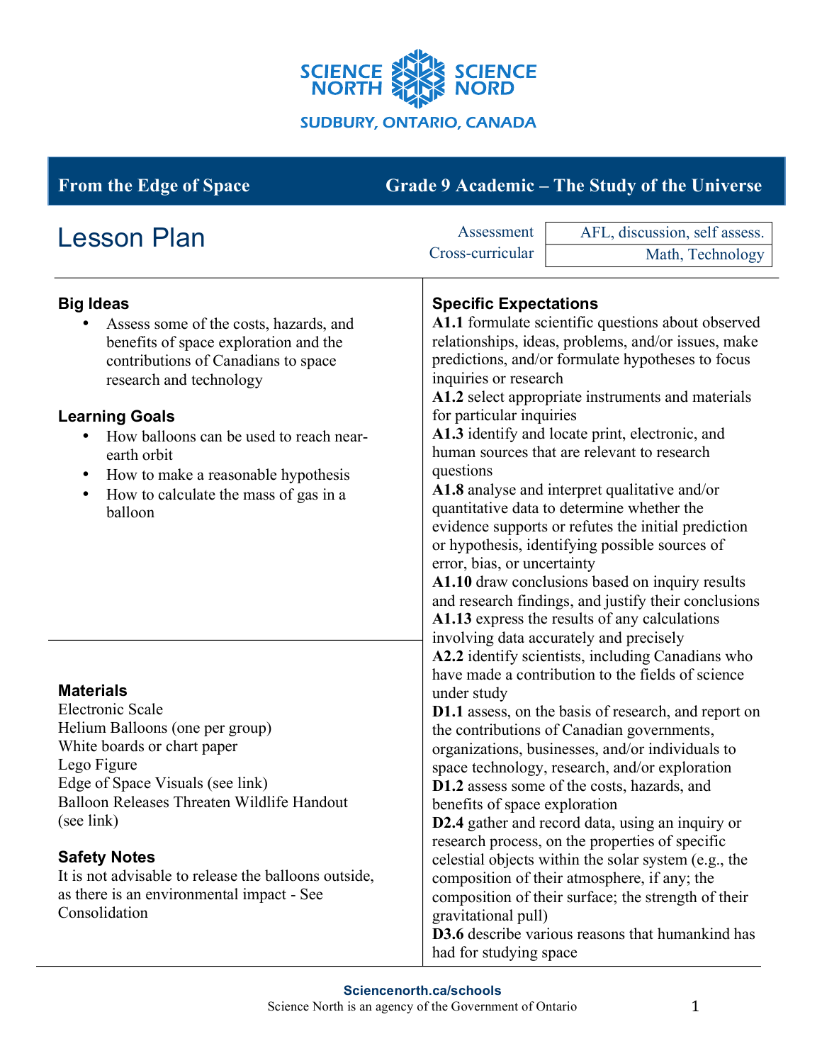SCIENCE NORTH | SCIENCE NORD

SUDBURY, ONTARIO, CANADA

## From the Edge of Space — Grade 9 Academic – The Study of the Universe

# Lesson Plan

| Assessment | AFL, discussion, self assess. |
|---|---|
| Cross-curricular | Math, Technology |

### Big Ideas

- Assess some of the costs, hazards, and benefits of space exploration and the contributions of Canadians to space research and technology

### Learning Goals

- How balloons can be used to reach near-earth orbit
- How to make a reasonable hypothesis
- How to calculate the mass of gas in a balloon

### Materials

Electronic Scale
Helium Balloons (one per group)
White boards or chart paper
Lego Figure
Edge of Space Visuals (see link)
Balloon Releases Threaten Wildlife Handout (see link)

### Safety Notes

It is not advisable to release the balloons outside, as there is an environmental impact - See Consolidation

### Specific Expectations

**A1.1** formulate scientific questions about observed relationships, ideas, problems, and/or issues, make predictions, and/or formulate hypotheses to focus inquiries or research
**A1.2** select appropriate instruments and materials for particular inquiries
**A1.3** identify and locate print, electronic, and human sources that are relevant to research questions
**A1.8** analyse and interpret qualitative and/or quantitative data to determine whether the evidence supports or refutes the initial prediction or hypothesis, identifying possible sources of error, bias, or uncertainty
**A1.10** draw conclusions based on inquiry results and research findings, and justify their conclusions
**A1.13** express the results of any calculations involving data accurately and precisely
**A2.2** identify scientists, including Canadians who have made a contribution to the fields of science under study
**D1.1** assess, on the basis of research, and report on the contributions of Canadian governments, organizations, businesses, and/or individuals to space technology, research, and/or exploration
**D1.2** assess some of the costs, hazards, and benefits of space exploration
**D2.4** gather and record data, using an inquiry or research process, on the properties of specific celestial objects within the solar system (e.g., the composition of their atmosphere, if any; the composition of their surface; the strength of their gravitational pull)
**D3.6** describe various reasons that humankind has had for studying space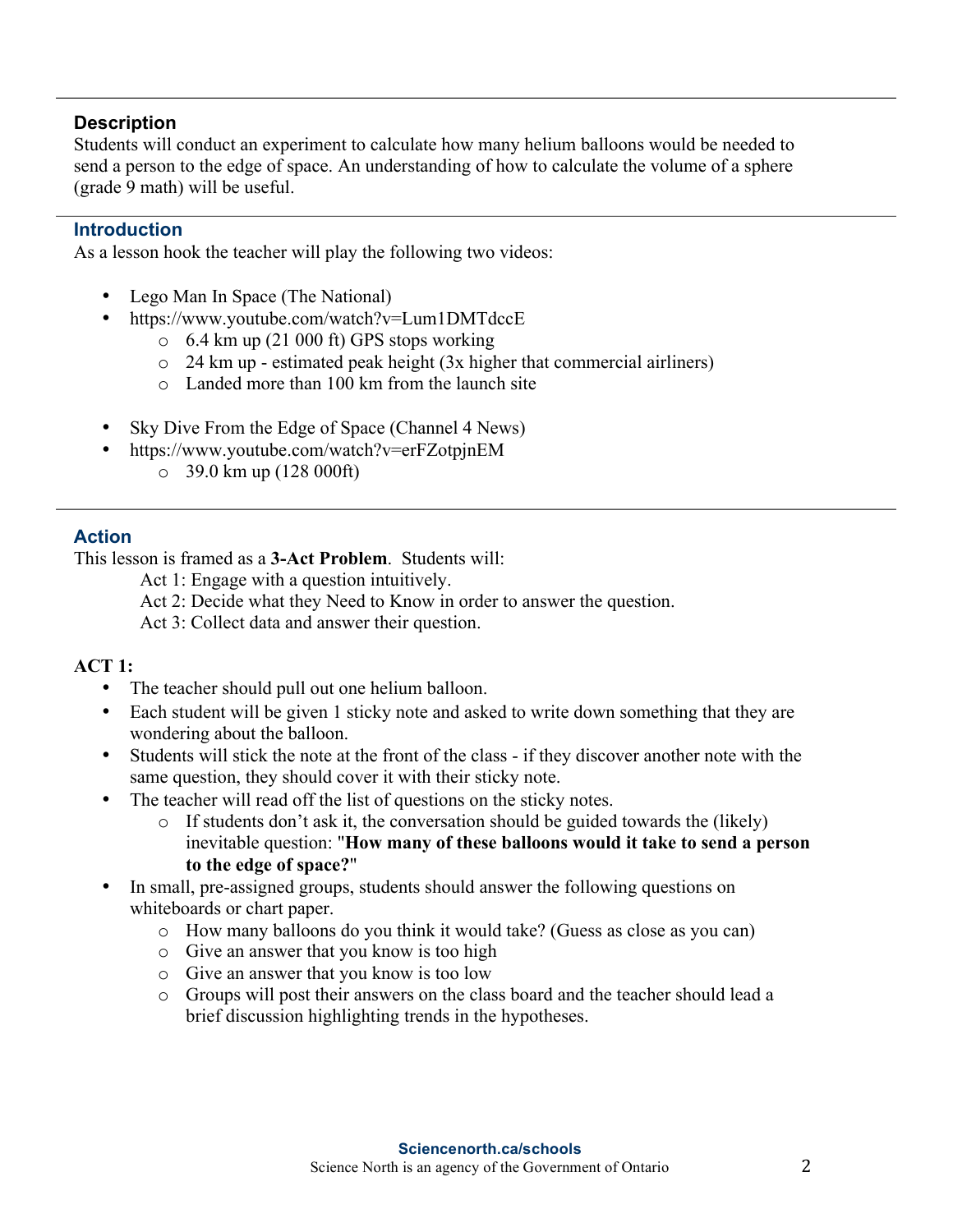## Description

Students will conduct an experiment to calculate how many helium balloons would be needed to send a person to the edge of space. An understanding of how to calculate the volume of a sphere (grade 9 math) will be useful.

## Introduction

As a lesson hook the teacher will play the following two videos:

- Lego Man In Space (The National)
- https://www.youtube.com/watch?v=Lum1DMTdccE
  - 6.4 km up (21 000 ft) GPS stops working
  - 24 km up - estimated peak height (3x higher that commercial airliners)
  - Landed more than 100 km from the launch site

- Sky Dive From the Edge of Space (Channel 4 News)
- https://www.youtube.com/watch?v=erFZotpjnEM
  - 39.0 km up (128 000ft)

## Action

This lesson is framed as a **3-Act Problem**. Students will:

Act 1: Engage with a question intuitively.
Act 2: Decide what they Need to Know in order to answer the question.
Act 3: Collect data and answer their question.

**ACT 1:**

- The teacher should pull out one helium balloon.
- Each student will be given 1 sticky note and asked to write down something that they are wondering about the balloon.
- Students will stick the note at the front of the class - if they discover another note with the same question, they should cover it with their sticky note.
- The teacher will read off the list of questions on the sticky notes.
  - If students don't ask it, the conversation should be guided towards the (likely) inevitable question: "**How many of these balloons would it take to send a person to the edge of space?**"
- In small, pre-assigned groups, students should answer the following questions on whiteboards or chart paper.
  - How many balloons do you think it would take? (Guess as close as you can)
  - Give an answer that you know is too high
  - Give an answer that you know is too low
  - Groups will post their answers on the class board and the teacher should lead a brief discussion highlighting trends in the hypotheses.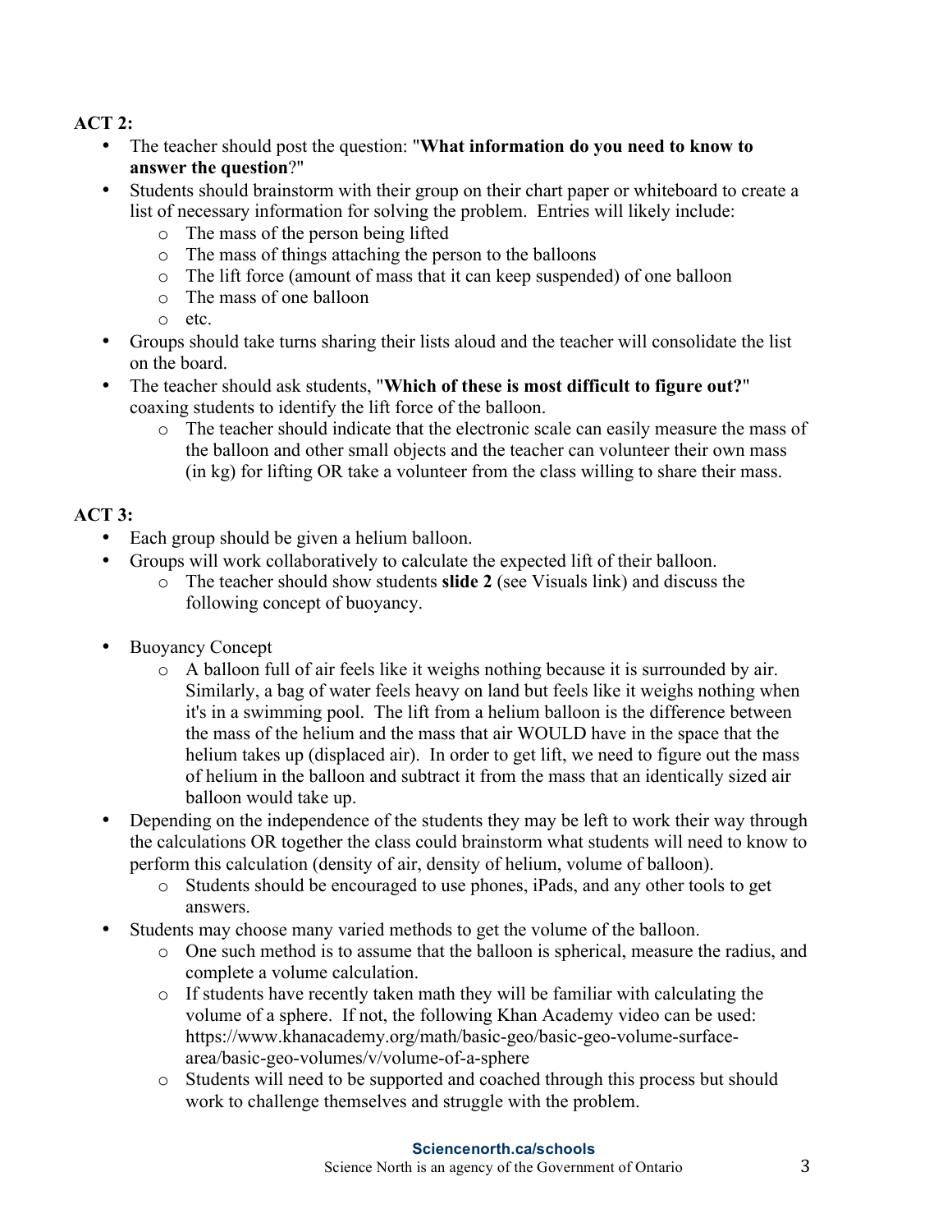**ACT 2:**

- The teacher should post the question: "**What information do you need to know to answer the question**?"
- Students should brainstorm with their group on their chart paper or whiteboard to create a list of necessary information for solving the problem. Entries will likely include:
  - The mass of the person being lifted
  - The mass of things attaching the person to the balloons
  - The lift force (amount of mass that it can keep suspended) of one balloon
  - The mass of one balloon
  - etc.
- Groups should take turns sharing their lists aloud and the teacher will consolidate the list on the board.
- The teacher should ask students, "**Which of these is most difficult to figure out?**" coaxing students to identify the lift force of the balloon.
  - The teacher should indicate that the electronic scale can easily measure the mass of the balloon and other small objects and the teacher can volunteer their own mass (in kg) for lifting OR take a volunteer from the class willing to share their mass.

**ACT 3:**

- Each group should be given a helium balloon.
- Groups will work collaboratively to calculate the expected lift of their balloon.
  - The teacher should show students **slide 2** (see Visuals link) and discuss the following concept of buoyancy.

- Buoyancy Concept
  - A balloon full of air feels like it weighs nothing because it is surrounded by air. Similarly, a bag of water feels heavy on land but feels like it weighs nothing when it's in a swimming pool. The lift from a helium balloon is the difference between the mass of the helium and the mass that air WOULD have in the space that the helium takes up (displaced air). In order to get lift, we need to figure out the mass of helium in the balloon and subtract it from the mass that an identically sized air balloon would take up.
- Depending on the independence of the students they may be left to work their way through the calculations OR together the class could brainstorm what students will need to know to perform this calculation (density of air, density of helium, volume of balloon).
  - Students should be encouraged to use phones, iPads, and any other tools to get answers.
- Students may choose many varied methods to get the volume of the balloon.
  - One such method is to assume that the balloon is spherical, measure the radius, and complete a volume calculation.
  - If students have recently taken math they will be familiar with calculating the volume of a sphere. If not, the following Khan Academy video can be used: https://www.khanacademy.org/math/basic-geo/basic-geo-volume-surface-area/basic-geo-volumes/v/volume-of-a-sphere
  - Students will need to be supported and coached through this process but should work to challenge themselves and struggle with the problem.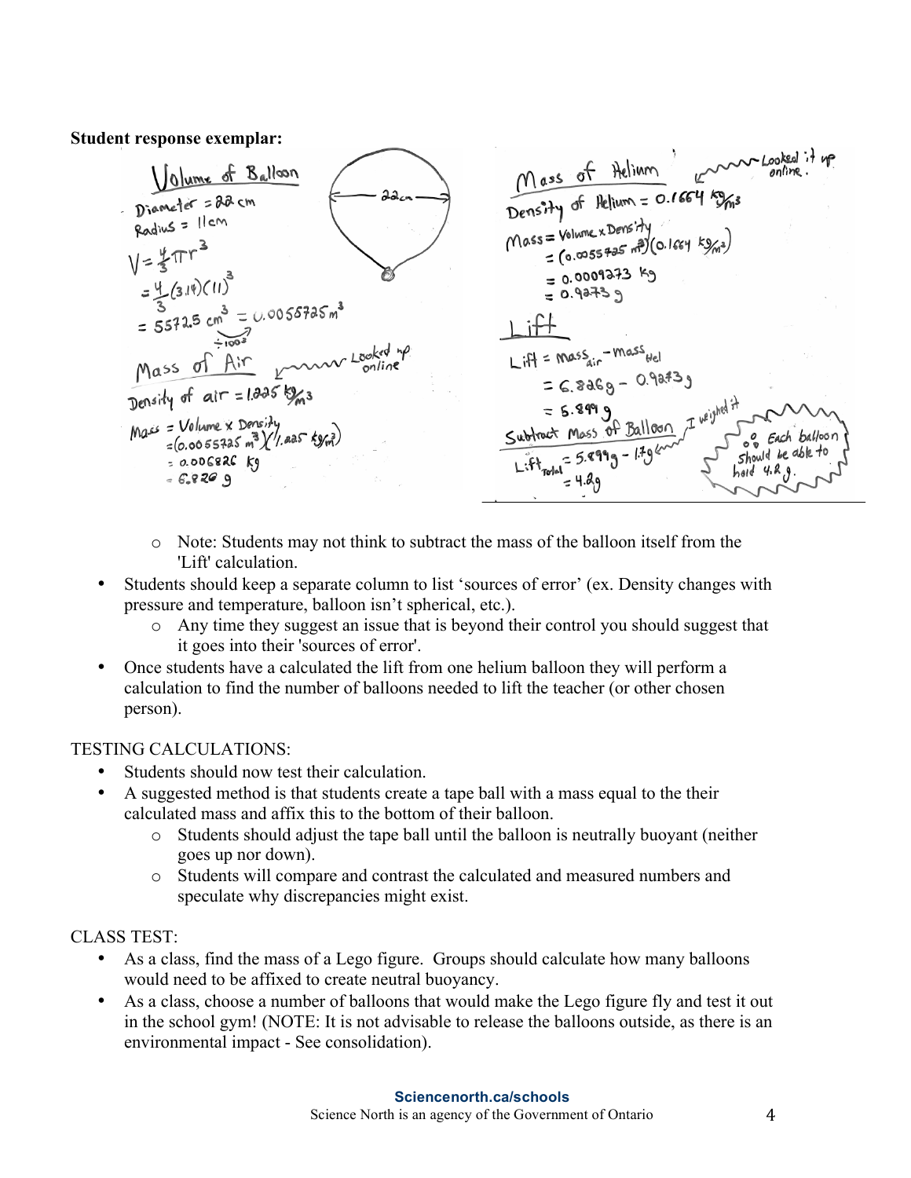**Student response exemplar:**

**Volume of Balloon**

Diameter = 22 cm
Radius = 11cm

$V = \frac{4}{3}\pi r^3$

$= \frac{4}{3}(3.14)(11)^3$

$= 5572.5\ cm^3 = 0.0055725\ m^3$ ($\div 100^3$)

**Mass of Air** (Looked up online)

Density of air = $1.225\ kg/m^3$

Mass = Volume x Density
$= (0.0055725\ m^3)(1.225\ kg/m^3)$
$= 0.006826\ kg$
$= 6.826\ g$

**Mass of Helium** (Looked it up online.)

Density of Helium = $0.1664\ kg/m^3$

Mass = Volume x Density
$= (0.0055725\ m^3)(0.1664\ kg/m^3)$
$= 0.0009273\ kg$
$= 0.9273\ g$

**Lift**

Lift = $mass_{air} - mass_{Hel}$
$= 6.826g - 0.9273g$
$= 5.899\ g$

**Subtract Mass of Balloon** (I weighed it)

$Lift_{Total} = 5.899g - 1.7g$
$= 4.2g$

∴ Each balloon should be able to hold 4.2 g.

- Note: Students may not think to subtract the mass of the balloon itself from the 'Lift' calculation.

- Students should keep a separate column to list 'sources of error' (ex. Density changes with pressure and temperature, balloon isn't spherical, etc.).
  - Any time they suggest an issue that is beyond their control you should suggest that it goes into their 'sources of error'.
- Once students have a calculated the lift from one helium balloon they will perform a calculation to find the number of balloons needed to lift the teacher (or other chosen person).

TESTING CALCULATIONS:

- Students should now test their calculation.
- A suggested method is that students create a tape ball with a mass equal to the their calculated mass and affix this to the bottom of their balloon.
  - Students should adjust the tape ball until the balloon is neutrally buoyant (neither goes up nor down).
  - Students will compare and contrast the calculated and measured numbers and speculate why discrepancies might exist.

CLASS TEST:

- As a class, find the mass of a Lego figure. Groups should calculate how many balloons would need to be affixed to create neutral buoyancy.
- As a class, choose a number of balloons that would make the Lego figure fly and test it out in the school gym! (NOTE: It is not advisable to release the balloons outside, as there is an environmental impact - See consolidation).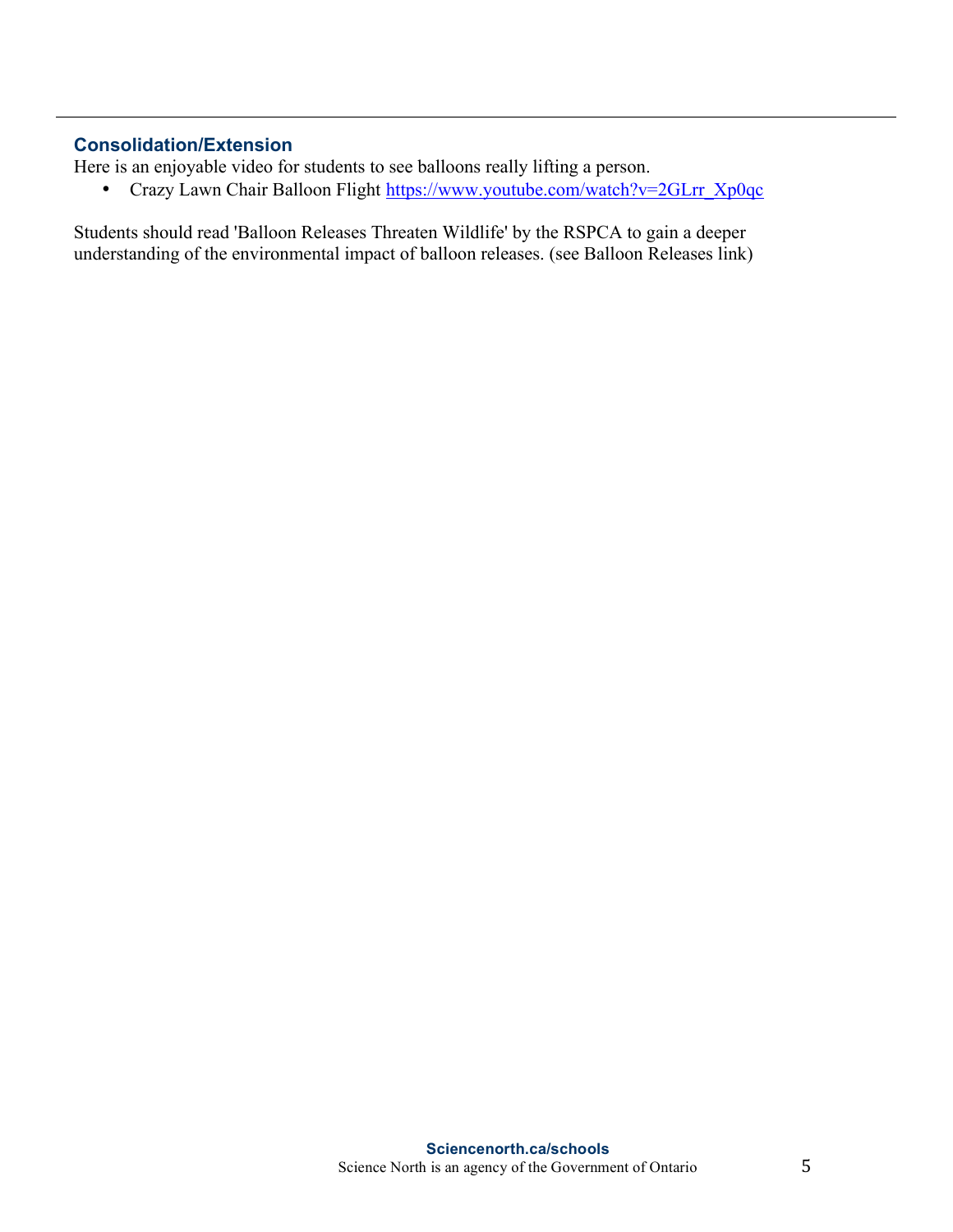### Consolidation/Extension

Here is an enjoyable video for students to see balloons really lifting a person.

- Crazy Lawn Chair Balloon Flight https://www.youtube.com/watch?v=2GLrr_Xp0qc

Students should read 'Balloon Releases Threaten Wildlife' by the RSPCA to gain a deeper understanding of the environmental impact of balloon releases. (see Balloon Releases link)